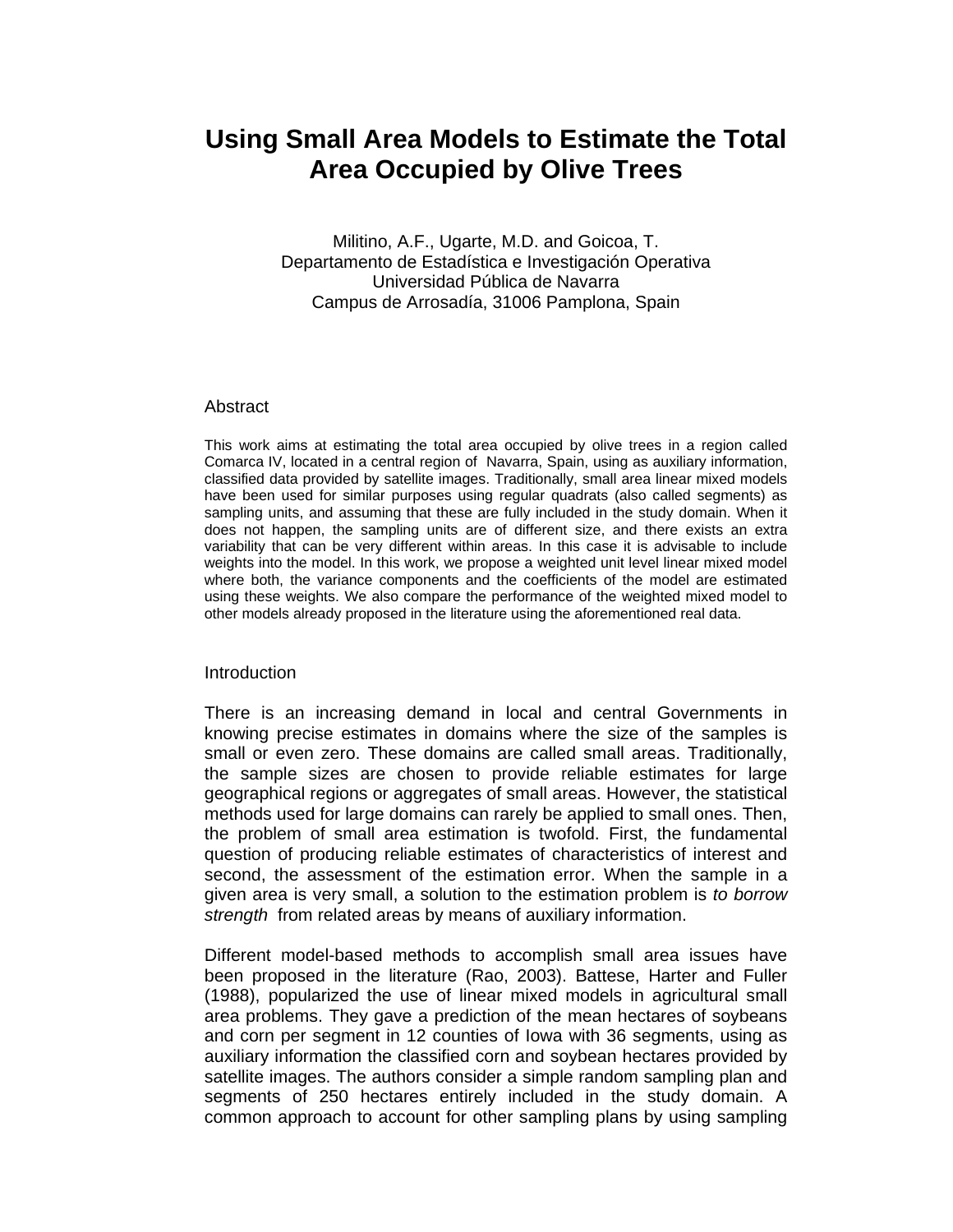# Using Small Area Models to Estimate the Total Area Occupied by Olive Trees

Militino, A.F., Ugarte, M.D. and Goicoa, T.
Departamento de Estadística e Investigación Operativa
Universidad Pública de Navarra
Campus de Arrosadía, 31006 Pamplona, Spain

## Abstract

This work aims at estimating the total area occupied by olive trees in a region called Comarca IV, located in a central region of Navarra, Spain, using as auxiliary information, classified data provided by satellite images. Traditionally, small area linear mixed models have been used for similar purposes using regular quadrats (also called segments) as sampling units, and assuming that these are fully included in the study domain. When it does not happen, the sampling units are of different size, and there exists an extra variability that can be very different within areas. In this case it is advisable to include weights into the model. In this work, we propose a weighted unit level linear mixed model where both, the variance components and the coefficients of the model are estimated using these weights. We also compare the performance of the weighted mixed model to other models already proposed in the literature using the aforementioned real data.

## Introduction

There is an increasing demand in local and central Governments in knowing precise estimates in domains where the size of the samples is small or even zero. These domains are called small areas. Traditionally, the sample sizes are chosen to provide reliable estimates for large geographical regions or aggregates of small areas. However, the statistical methods used for large domains can rarely be applied to small ones. Then, the problem of small area estimation is twofold. First, the fundamental question of producing reliable estimates of characteristics of interest and second, the assessment of the estimation error. When the sample in a given area is very small, a solution to the estimation problem is *to borrow strength* from related areas by means of auxiliary information.

Different model-based methods to accomplish small area issues have been proposed in the literature (Rao, 2003). Battese, Harter and Fuller (1988), popularized the use of linear mixed models in agricultural small area problems. They gave a prediction of the mean hectares of soybeans and corn per segment in 12 counties of Iowa with 36 segments, using as auxiliary information the classified corn and soybean hectares provided by satellite images. The authors consider a simple random sampling plan and segments of 250 hectares entirely included in the study domain. A common approach to account for other sampling plans by using sampling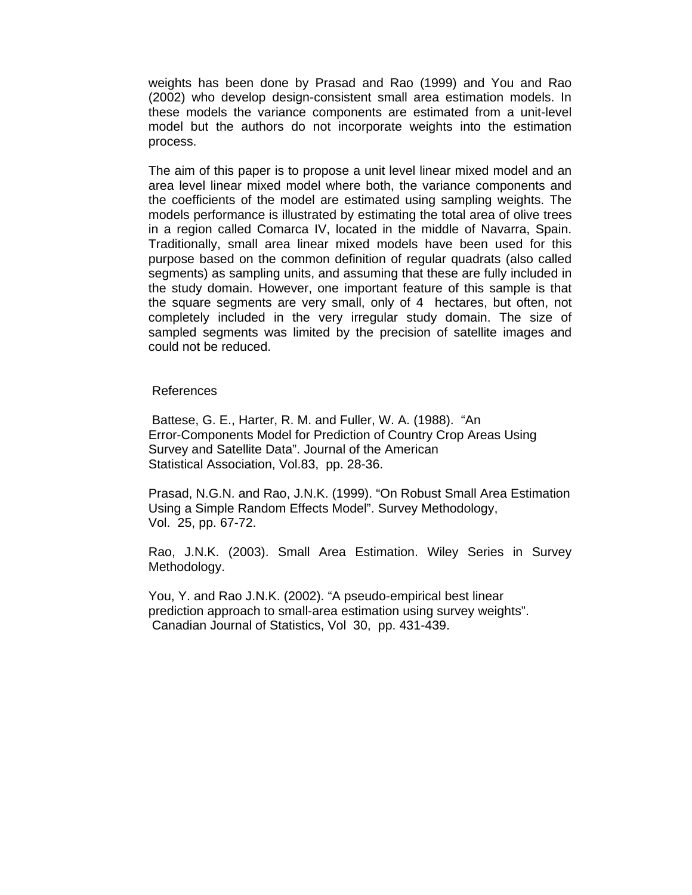weights has been done by Prasad and Rao (1999) and You and Rao (2002) who develop design-consistent small area estimation models. In these models the variance components are estimated from a unit-level model but the authors do not incorporate weights into the estimation process.

The aim of this paper is to propose a unit level linear mixed model and an area level linear mixed model where both, the variance components and the coefficients of the model are estimated using sampling weights. The models performance is illustrated by estimating the total area of olive trees in a region called Comarca IV, located in the middle of Navarra, Spain. Traditionally, small area linear mixed models have been used for this purpose based on the common definition of regular quadrats (also called segments) as sampling units, and assuming that these are fully included in the study domain. However, one important feature of this sample is that the square segments are very small, only of 4 hectares, but often, not completely included in the very irregular study domain. The size of sampled segments was limited by the precision of satellite images and could not be reduced.

## References

Battese, G. E., Harter, R. M. and Fuller, W. A. (1988). "An Error-Components Model for Prediction of Country Crop Areas Using Survey and Satellite Data". Journal of the American Statistical Association, Vol.83, pp. 28-36.

Prasad, N.G.N. and Rao, J.N.K. (1999). "On Robust Small Area Estimation Using a Simple Random Effects Model". Survey Methodology, Vol. 25, pp. 67-72.

Rao, J.N.K. (2003). Small Area Estimation. Wiley Series in Survey Methodology.

You, Y. and Rao J.N.K. (2002). "A pseudo-empirical best linear prediction approach to small-area estimation using survey weights". Canadian Journal of Statistics, Vol 30, pp. 431-439.